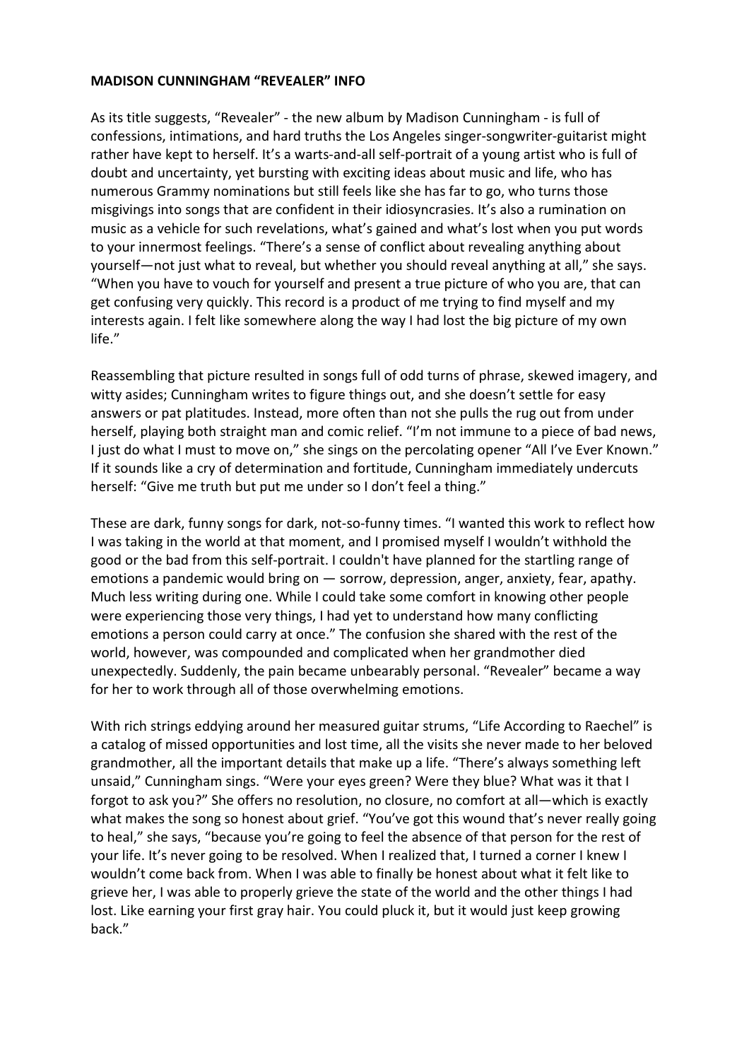**MADISON CUNNINGHAM "REVEALER" INFO**

As its title suggests, "Revealer" - the new album by Madison Cunningham - is full of confessions, intimations, and hard truths the Los Angeles singer-songwriter-guitarist might rather have kept to herself. It's a warts-and-all self-portrait of a young artist who is full of doubt and uncertainty, yet bursting with exciting ideas about music and life, who has numerous Grammy nominations but still feels like she has far to go, who turns those misgivings into songs that are confident in their idiosyncrasies. It's also a rumination on music as a vehicle for such revelations, what's gained and what's lost when you put words to your innermost feelings. "There's a sense of conflict about revealing anything about yourself—not just what to reveal, but whether you should reveal anything at all," she says. "When you have to vouch for yourself and present a true picture of who you are, that can get confusing very quickly. This record is a product of me trying to find myself and my interests again. I felt like somewhere along the way I had lost the big picture of my own life."

Reassembling that picture resulted in songs full of odd turns of phrase, skewed imagery, and witty asides; Cunningham writes to figure things out, and she doesn't settle for easy answers or pat platitudes. Instead, more often than not she pulls the rug out from under herself, playing both straight man and comic relief. "I'm not immune to a piece of bad news, I just do what I must to move on," she sings on the percolating opener "All I've Ever Known." If it sounds like a cry of determination and fortitude, Cunningham immediately undercuts herself: "Give me truth but put me under so I don't feel a thing."

These are dark, funny songs for dark, not-so-funny times. "I wanted this work to reflect how I was taking in the world at that moment, and I promised myself I wouldn't withhold the good or the bad from this self-portrait. I couldn't have planned for the startling range of emotions a pandemic would bring on — sorrow, depression, anger, anxiety, fear, apathy. Much less writing during one. While I could take some comfort in knowing other people were experiencing those very things, I had yet to understand how many conflicting emotions a person could carry at once." The confusion she shared with the rest of the world, however, was compounded and complicated when her grandmother died unexpectedly. Suddenly, the pain became unbearably personal. "Revealer" became a way for her to work through all of those overwhelming emotions.

With rich strings eddying around her measured guitar strums, "Life According to Raechel" is a catalog of missed opportunities and lost time, all the visits she never made to her beloved grandmother, all the important details that make up a life. "There's always something left unsaid," Cunningham sings. "Were your eyes green? Were they blue? What was it that I forgot to ask you?" She offers no resolution, no closure, no comfort at all—which is exactly what makes the song so honest about grief. "You've got this wound that's never really going to heal," she says, "because you're going to feel the absence of that person for the rest of your life. It's never going to be resolved. When I realized that, I turned a corner I knew I wouldn't come back from. When I was able to finally be honest about what it felt like to grieve her, I was able to properly grieve the state of the world and the other things I had lost. Like earning your first gray hair. You could pluck it, but it would just keep growing back."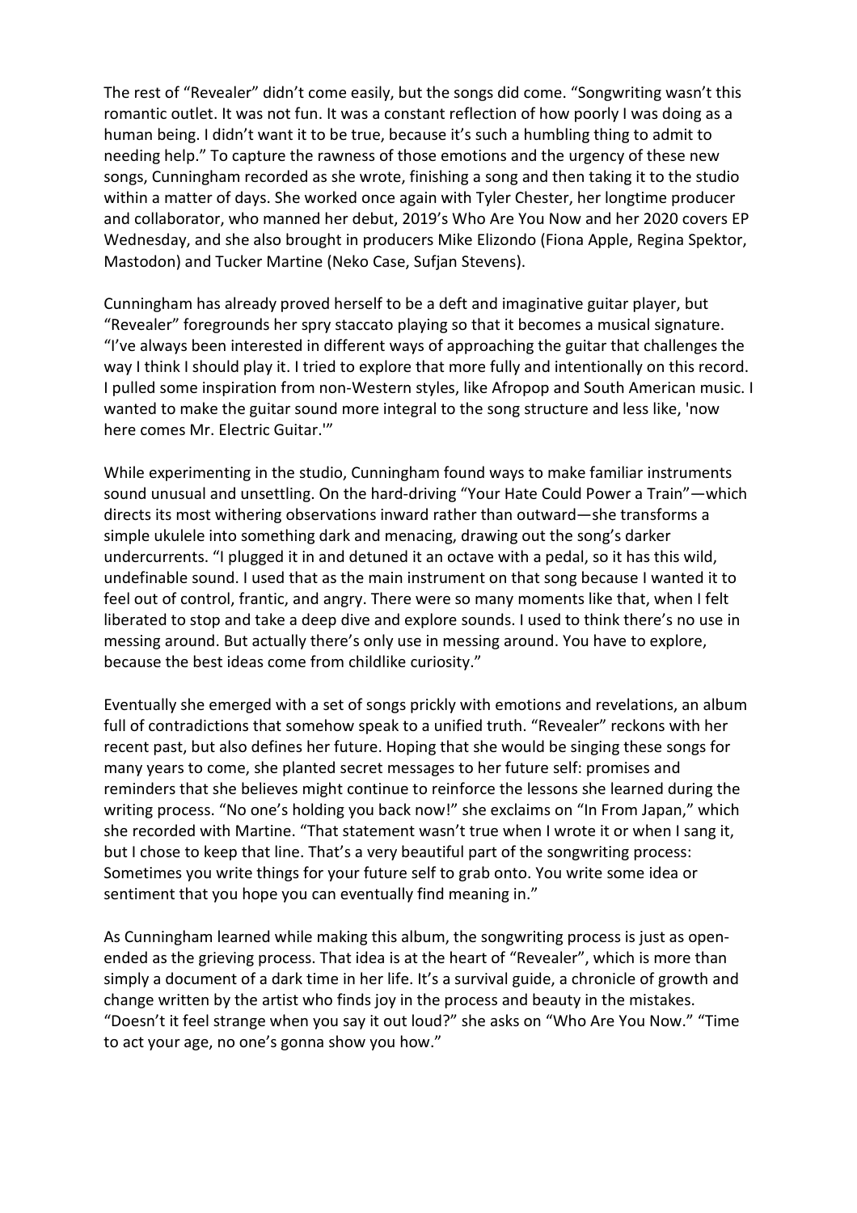The rest of "Revealer" didn't come easily, but the songs did come. "Songwriting wasn't this romantic outlet. It was not fun. It was a constant reflection of how poorly I was doing as a human being. I didn't want it to be true, because it's such a humbling thing to admit to needing help." To capture the rawness of those emotions and the urgency of these new songs, Cunningham recorded as she wrote, finishing a song and then taking it to the studio within a matter of days. She worked once again with Tyler Chester, her longtime producer and collaborator, who manned her debut, 2019's Who Are You Now and her 2020 covers EP Wednesday, and she also brought in producers Mike Elizondo (Fiona Apple, Regina Spektor, Mastodon) and Tucker Martine (Neko Case, Sufjan Stevens).

Cunningham has already proved herself to be a deft and imaginative guitar player, but "Revealer" foregrounds her spry staccato playing so that it becomes a musical signature. "I've always been interested in different ways of approaching the guitar that challenges the way I think I should play it. I tried to explore that more fully and intentionally on this record. I pulled some inspiration from non-Western styles, like Afropop and South American music. I wanted to make the guitar sound more integral to the song structure and less like, 'now here comes Mr. Electric Guitar.'"

While experimenting in the studio, Cunningham found ways to make familiar instruments sound unusual and unsettling. On the hard-driving "Your Hate Could Power a Train"—which directs its most withering observations inward rather than outward—she transforms a simple ukulele into something dark and menacing, drawing out the song's darker undercurrents. "I plugged it in and detuned it an octave with a pedal, so it has this wild, undefinable sound. I used that as the main instrument on that song because I wanted it to feel out of control, frantic, and angry. There were so many moments like that, when I felt liberated to stop and take a deep dive and explore sounds. I used to think there's no use in messing around. But actually there's only use in messing around. You have to explore, because the best ideas come from childlike curiosity."

Eventually she emerged with a set of songs prickly with emotions and revelations, an album full of contradictions that somehow speak to a unified truth. "Revealer" reckons with her recent past, but also defines her future. Hoping that she would be singing these songs for many years to come, she planted secret messages to her future self: promises and reminders that she believes might continue to reinforce the lessons she learned during the writing process. "No one's holding you back now!" she exclaims on "In From Japan," which she recorded with Martine. "That statement wasn't true when I wrote it or when I sang it, but I chose to keep that line. That's a very beautiful part of the songwriting process: Sometimes you write things for your future self to grab onto. You write some idea or sentiment that you hope you can eventually find meaning in."

As Cunningham learned while making this album, the songwriting process is just as open-ended as the grieving process. That idea is at the heart of "Revealer", which is more than simply a document of a dark time in her life. It's a survival guide, a chronicle of growth and change written by the artist who finds joy in the process and beauty in the mistakes. "Doesn't it feel strange when you say it out loud?" she asks on "Who Are You Now." "Time to act your age, no one's gonna show you how."